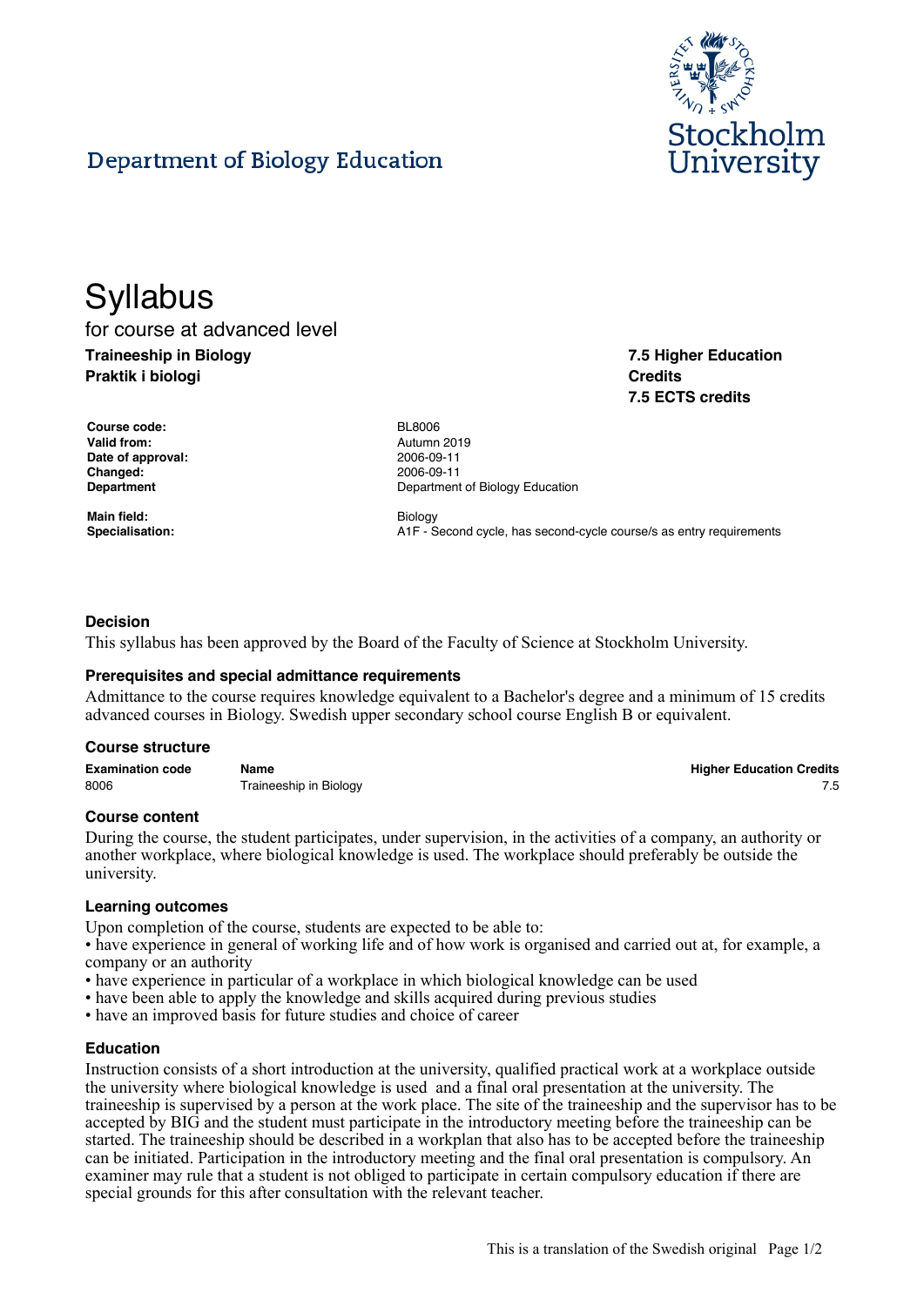Department of Biology Education

# Syllabus

for course at advanced level

**Traineeship in Biology**
**Praktik i biologi**

**7.5 Higher Education Credits**
**7.5 ECTS credits**

| | |
|---|---|
| **Course code:** | BL8006 |
| **Valid from:** | Autumn 2019 |
| **Date of approval:** | 2006-09-11 |
| **Changed:** | 2006-09-11 |
| **Department** | Department of Biology Education |
| **Main field:** | Biology |
| **Specialisation:** | A1F - Second cycle, has second-cycle course/s as entry requirements |

### Decision

This syllabus has been approved by the Board of the Faculty of Science at Stockholm University.

### Prerequisites and special admittance requirements

Admittance to the course requires knowledge equivalent to a Bachelor's degree and a minimum of 15 credits advanced courses in Biology. Swedish upper secondary school course English B or equivalent.

### Course structure

| Examination code | Name | Higher Education Credits |
|---|---|---|
| 8006 | Traineeship in Biology | 7.5 |

### Course content

During the course, the student participates, under supervision, in the activities of a company, an authority or another workplace, where biological knowledge is used. The workplace should preferably be outside the university.

### Learning outcomes

Upon completion of the course, students are expected to be able to:

- have experience in general of working life and of how work is organised and carried out at, for example, a company or an authority
- have experience in particular of a workplace in which biological knowledge can be used
- have been able to apply the knowledge and skills acquired during previous studies
- have an improved basis for future studies and choice of career

### Education

Instruction consists of a short introduction at the university, qualified practical work at a workplace outside the university where biological knowledge is used and a final oral presentation at the university. The traineeship is supervised by a person at the work place. The site of the traineeship and the supervisor has to be accepted by BIG and the student must participate in the introductory meeting before the traineeship can be started. The traineeship should be described in a workplan that also has to be accepted before the traineeship can be initiated. Participation in the introductory meeting and the final oral presentation is compulsory. An examiner may rule that a student is not obliged to participate in certain compulsory education if there are special grounds for this after consultation with the relevant teacher.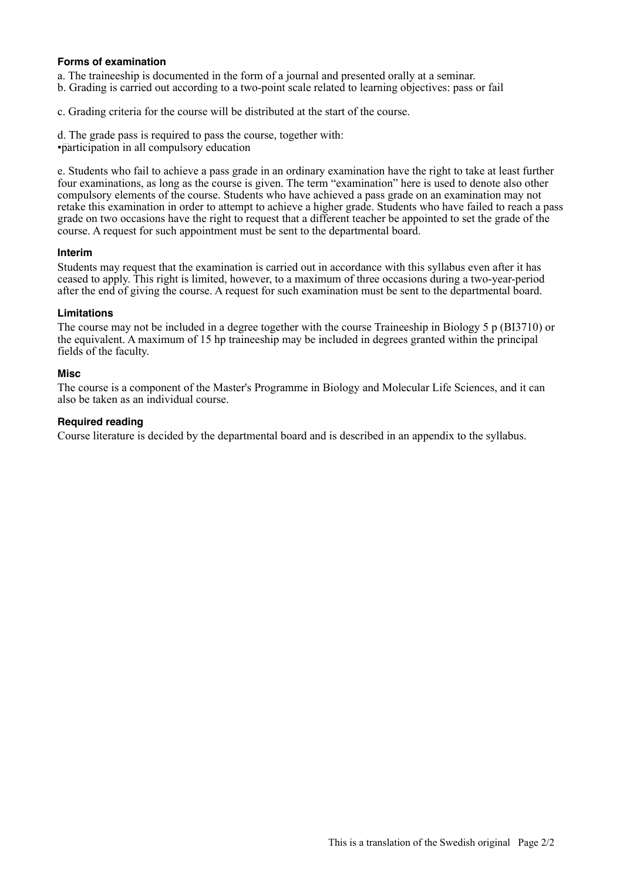### Forms of examination

a. The traineeship is documented in the form of a journal and presented orally at a seminar.
b. Grading is carried out according to a two-point scale related to learning objectives: pass or fail

c. Grading criteria for the course will be distributed at the start of the course.

d. The grade pass is required to pass the course, together with:
• participation in all compulsory education

e. Students who fail to achieve a pass grade in an ordinary examination have the right to take at least further four examinations, as long as the course is given. The term "examination" here is used to denote also other compulsory elements of the course. Students who have achieved a pass grade on an examination may not retake this examination in order to attempt to achieve a higher grade. Students who have failed to reach a pass grade on two occasions have the right to request that a different teacher be appointed to set the grade of the course. A request for such appointment must be sent to the departmental board.

### Interim

Students may request that the examination is carried out in accordance with this syllabus even after it has ceased to apply. This right is limited, however, to a maximum of three occasions during a two-year-period after the end of giving the course. A request for such examination must be sent to the departmental board.

### Limitations

The course may not be included in a degree together with the course Traineeship in Biology 5 p (BI3710) or the equivalent. A maximum of 15 hp traineeship may be included in degrees granted within the principal fields of the faculty.

### Misc

The course is a component of the Master's Programme in Biology and Molecular Life Sciences, and it can also be taken as an individual course.

### Required reading

Course literature is decided by the departmental board and is described in an appendix to the syllabus.

This is a translation of the Swedish original